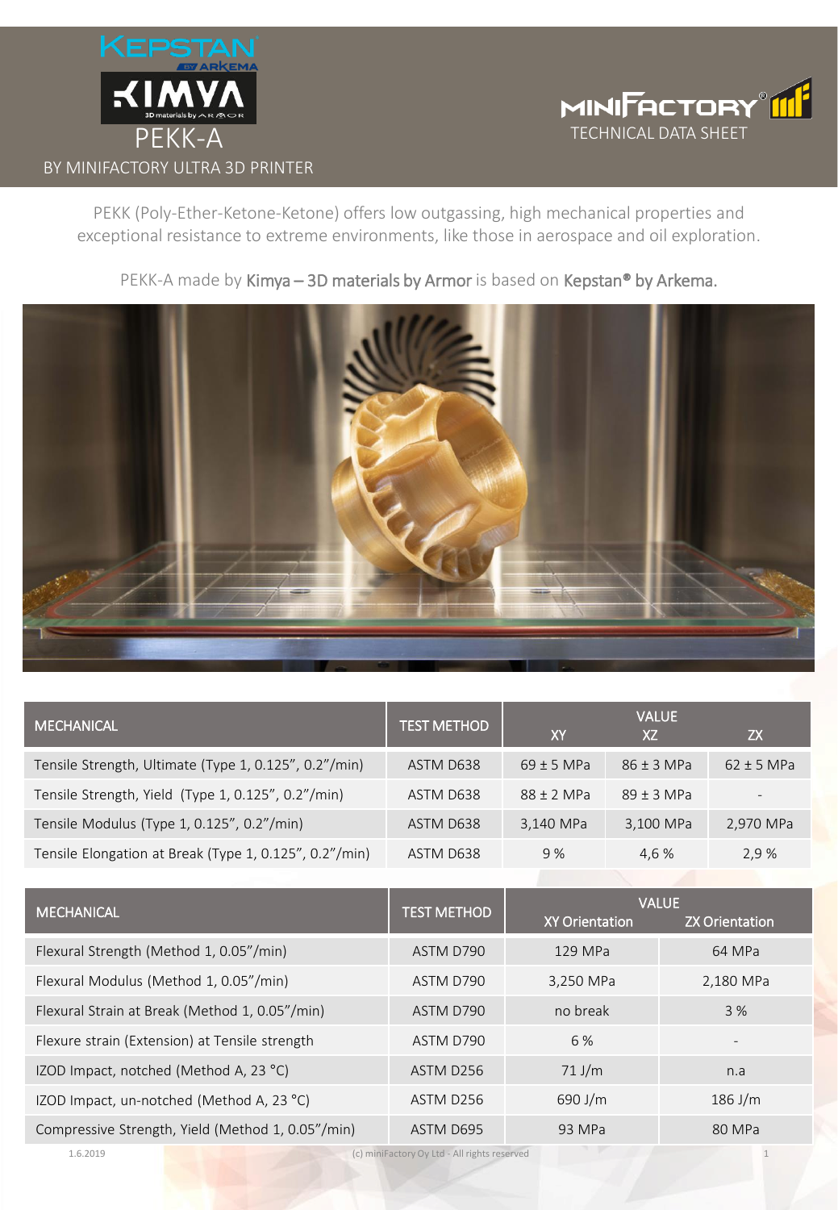KEPSTAN BY ARKEMA

KIMYA 3D materials by ARMOR

# PEKK-A

BY MINIFACTORY ULTRA 3D PRINTER

MINIFACTORY®

TECHNICAL DATA SHEET

PEKK (Poly-Ether-Ketone-Ketone) offers low outgassing, high mechanical properties and exceptional resistance to extreme environments, like those in aerospace and oil exploration.

PEKK-A made by **Kimya – 3D materials by Armor** is based on **Kepstan® by Arkema.**

| MECHANICAL | TEST METHOD | VALUE XY | XZ | ZX |
|---|---|---|---|---|
| Tensile Strength, Ultimate (Type 1, 0.125”, 0.2”/min) | ASTM D638 | 69 ± 5 MPa | 86 ± 3 MPa | 62 ± 5 MPa |
| Tensile Strength, Yield (Type 1, 0.125”, 0.2”/min) | ASTM D638 | 88 ± 2 MPa | 89 ± 3 MPa | - |
| Tensile Modulus (Type 1, 0.125”, 0.2”/min) | ASTM D638 | 3,140 MPa | 3,100 MPa | 2,970 MPa |
| Tensile Elongation at Break (Type 1, 0.125”, 0.2”/min) | ASTM D638 | 9 % | 4,6 % | 2,9 % |

| MECHANICAL | TEST METHOD | VALUE XY Orientation | ZX Orientation |
|---|---|---|---|
| Flexural Strength (Method 1, 0.05”/min) | ASTM D790 | 129 MPa | 64 MPa |
| Flexural Modulus (Method 1, 0.05”/min) | ASTM D790 | 3,250 MPa | 2,180 MPa |
| Flexural Strain at Break (Method 1, 0.05”/min) | ASTM D790 | no break | 3 % |
| Flexure strain (Extension) at Tensile strength | ASTM D790 | 6 % | - |
| IZOD Impact, notched (Method A, 23 °C) | ASTM D256 | 71 J/m | n.a |
| IZOD Impact, un-notched (Method A, 23 °C) | ASTM D256 | 690 J/m | 186 J/m |
| Compressive Strength, Yield (Method 1, 0.05”/min) | ASTM D695 | 93 MPa | 80 MPa |

1.6.2019 (c) miniFactory Oy Ltd - All rights reserved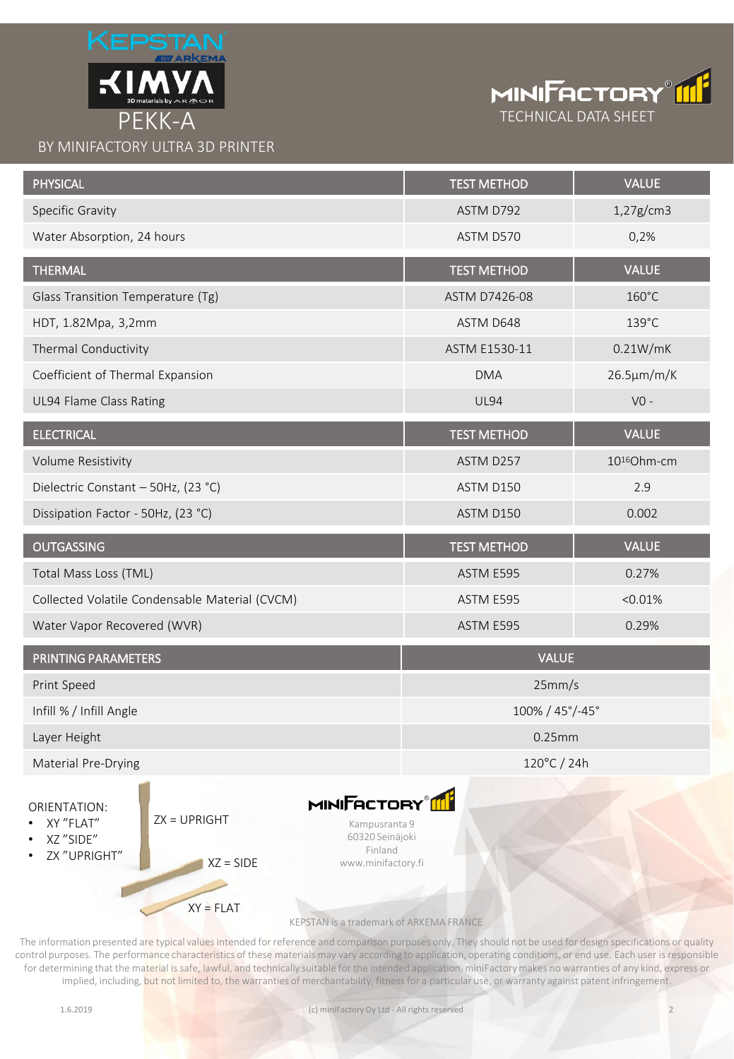KEPSTAN BY ARKEMA

KIMYA 3D materials by ARMOR

# PEKK-A

BY MINIFACTORY ULTRA 3D PRINTER

MINIFACTORY®

TECHNICAL DATA SHEET

| PHYSICAL | TEST METHOD | VALUE |
|---|---|---|
| Specific Gravity | ASTM D792 | 1,27g/cm3 |
| Water Absorption, 24 hours | ASTM D570 | 0,2% |

| THERMAL | TEST METHOD | VALUE |
|---|---|---|
| Glass Transition Temperature (Tg) | ASTM D7426-08 | 160°C |
| HDT, 1.82Mpa, 3,2mm | ASTM D648 | 139°C |
| Thermal Conductivity | ASTM E1530-11 | 0.21W/mK |
| Coefficient of Thermal Expansion | DMA | 26.5µm/m/K |
| UL94 Flame Class Rating | UL94 | V0 - |

| ELECTRICAL | TEST METHOD | VALUE |
|---|---|---|
| Volume Resistivity | ASTM D257 | $10^{16}$Ohm-cm |
| Dielectric Constant – 50Hz, (23 °C) | ASTM D150 | 2.9 |
| Dissipation Factor - 50Hz, (23 °C) | ASTM D150 | 0.002 |

| OUTGASSING | TEST METHOD | VALUE |
|---|---|---|
| Total Mass Loss (TML) | ASTM E595 | 0.27% |
| Collected Volatile Condensable Material (CVCM) | ASTM E595 | <0.01% |
| Water Vapor Recovered (WVR) | ASTM E595 | 0.29% |

| PRINTING PARAMETERS | VALUE |
|---|---|
| Print Speed | 25mm/s |
| Infill % / Infill Angle | 100% / 45°/-45° |
| Layer Height | 0.25mm |
| Material Pre-Drying | 120°C / 24h |

ORIENTATION:

- XY ”FLAT”
- XZ ”SIDE”
- ZX ”UPRIGHT”

ZX = UPRIGHT

XZ = SIDE

XY = FLAT

MINIFACTORY

Kampusranta 9
60320 Seinäjoki
Finland
www.minifactory.fi

KEPSTAN is a trademark of ARKEMA FRANCE

The information presented are typical values intended for reference and comparison purposes only. They should not be used for design specifications or quality control purposes. The performance characteristics of these materials may vary according to application, operating conditions, or end use. Each user is responsible for determining that the material is safe, lawful, and technically suitable for the intended application. miniFactory makes no warranties of any kind, express or implied, including, but not limited to, the warranties of merchantability, fitness for a particular use, or warranty against patent infringement.

1.6.2019

(c) miniFactory Oy Ltd - All rights reserved